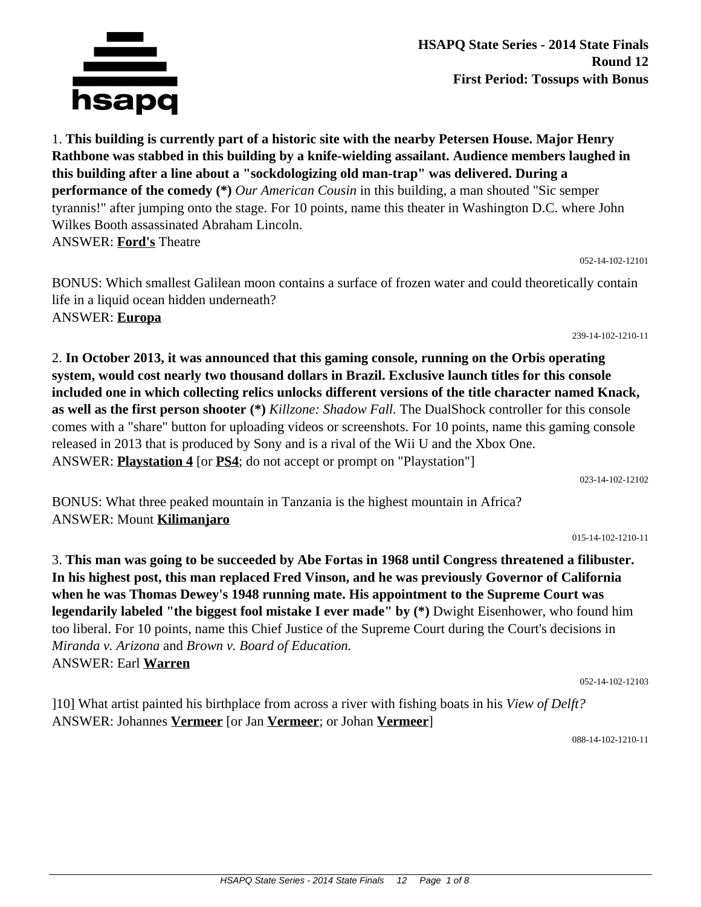**HSAPQ State Series - 2014 State Finals**
**Round 12**
**First Period: Tossups with Bonus**

1. **This building is currently part of a historic site with the nearby Petersen House. Major Henry Rathbone was stabbed in this building by a knife-wielding assailant. Audience members laughed in this building after a line about a "sockdologizing old man-trap" was delivered. During a performance of the comedy (*)** *Our American Cousin* in this building, a man shouted "Sic semper tyrannis!" after jumping onto the stage. For 10 points, name this theater in Washington D.C. where John Wilkes Booth assassinated Abraham Lincoln.
ANSWER: **<u>Ford's</u>** Theatre

052-14-102-12101

BONUS: Which smallest Galilean moon contains a surface of frozen water and could theoretically contain life in a liquid ocean hidden underneath?
ANSWER: **<u>Europa</u>**

239-14-102-1210-11

2. **In October 2013, it was announced that this gaming console, running on the Orbis operating system, would cost nearly two thousand dollars in Brazil. Exclusive launch titles for this console included one in which collecting relics unlocks different versions of the title character named Knack, as well as the first person shooter (*)** *Killzone: Shadow Fall.* The DualShock controller for this console comes with a "share" button for uploading videos or screenshots. For 10 points, name this gaming console released in 2013 that is produced by Sony and is a rival of the Wii U and the Xbox One.
ANSWER: **<u>Playstation 4</u>** [or **<u>PS4</u>**; do not accept or prompt on "Playstation"]

023-14-102-12102

BONUS: What three peaked mountain in Tanzania is the highest mountain in Africa?
ANSWER: Mount **<u>Kilimanjaro</u>**

015-14-102-1210-11

3. **This man was going to be succeeded by Abe Fortas in 1968 until Congress threatened a filibuster. In his highest post, this man replaced Fred Vinson, and he was previously Governor of California when he was Thomas Dewey's 1948 running mate. His appointment to the Supreme Court was legendarily labeled "the biggest fool mistake I ever made" by (*)** Dwight Eisenhower, who found him too liberal. For 10 points, name this Chief Justice of the Supreme Court during the Court's decisions in *Miranda v. Arizona* and *Brown v. Board of Education.*
ANSWER: Earl **<u>Warren</u>**

052-14-102-12103

]10] What artist painted his birthplace from across a river with fishing boats in his *View of Delft?*
ANSWER: Johannes **<u>Vermeer</u>** [or Jan **<u>Vermeer</u>**; or Johan **<u>Vermeer</u>**]

088-14-102-1210-11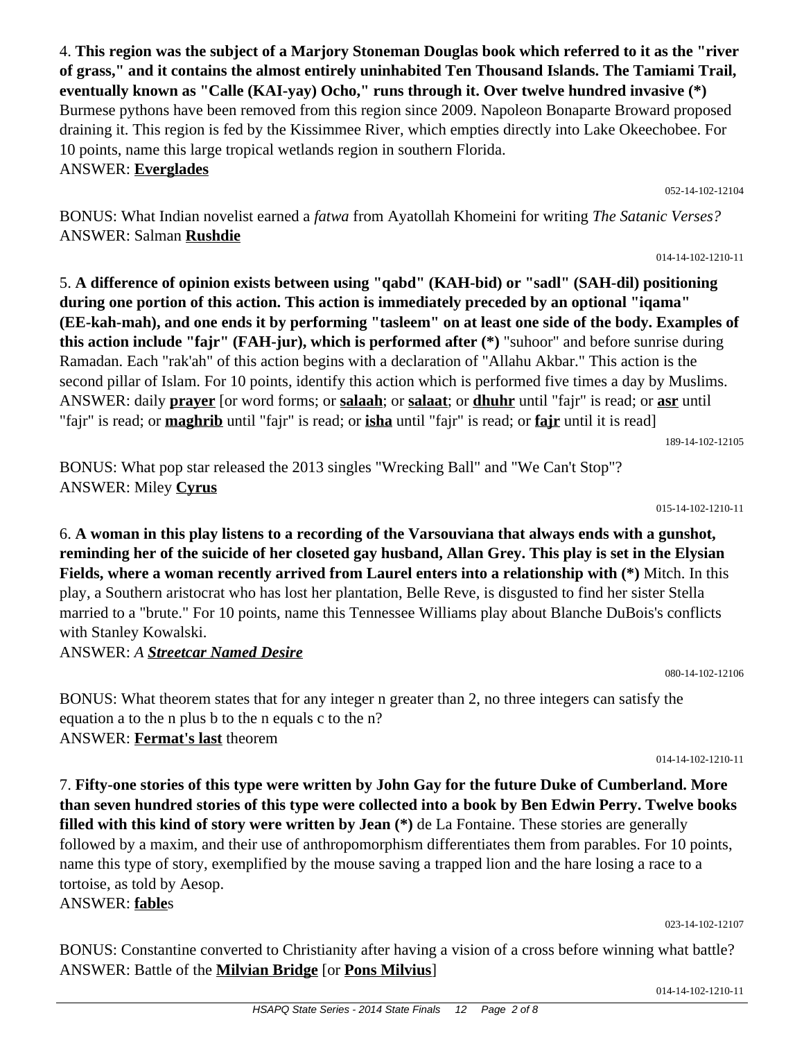4. **This region was the subject of a Marjory Stoneman Douglas book which referred to it as the "river of grass," and it contains the almost entirely uninhabited Ten Thousand Islands. The Tamiami Trail, eventually known as "Calle (KAI-yay) Ocho," runs through it. Over twelve hundred invasive (*)** Burmese pythons have been removed from this region since 2009. Napoleon Bonaparte Broward proposed draining it. This region is fed by the Kissimmee River, which empties directly into Lake Okeechobee. For 10 points, name this large tropical wetlands region in southern Florida.
ANSWER: **Everglades**

052-14-102-12104

BONUS: What Indian novelist earned a *fatwa* from Ayatollah Khomeini for writing *The Satanic Verses?*
ANSWER: Salman **Rushdie**

014-14-102-1210-11

5. **A difference of opinion exists between using "qabd" (KAH-bid) or "sadl" (SAH-dil) positioning during one portion of this action. This action is immediately preceded by an optional "iqama" (EE-kah-mah), and one ends it by performing "tasleem" on at least one side of the body. Examples of this action include "fajr" (FAH-jur), which is performed after (*)** "suhoor" and before sunrise during Ramadan. Each "rak'ah" of this action begins with a declaration of "Allahu Akbar." This action is the second pillar of Islam. For 10 points, identify this action which is performed five times a day by Muslims.
ANSWER: daily **prayer** [or word forms; or **salaah**; or **salaat**; or **dhuhr** until "fajr" is read; or **asr** until "fajr" is read; or **maghrib** until "fajr" is read; or **isha** until "fajr" is read; or **fajr** until it is read]

189-14-102-12105

BONUS: What pop star released the 2013 singles "Wrecking Ball" and "We Can't Stop"?
ANSWER: Miley **Cyrus**

015-14-102-1210-11

6. **A woman in this play listens to a recording of the Varsouviana that always ends with a gunshot, reminding her of the suicide of her closeted gay husband, Allan Grey. This play is set in the Elysian Fields, where a woman recently arrived from Laurel enters into a relationship with (*)** Mitch. In this play, a Southern aristocrat who has lost her plantation, Belle Reve, is disgusted to find her sister Stella married to a "brute." For 10 points, name this Tennessee Williams play about Blanche DuBois's conflicts with Stanley Kowalski.
ANSWER: *A **Streetcar Named Desire***

080-14-102-12106

BONUS: What theorem states that for any integer n greater than 2, no three integers can satisfy the equation a to the n plus b to the n equals c to the n?
ANSWER: **Fermat's last** theorem

014-14-102-1210-11

7. **Fifty-one stories of this type were written by John Gay for the future Duke of Cumberland. More than seven hundred stories of this type were collected into a book by Ben Edwin Perry. Twelve books filled with this kind of story were written by Jean (*)** de La Fontaine. These stories are generally followed by a maxim, and their use of anthropomorphism differentiates them from parables. For 10 points, name this type of story, exemplified by the mouse saving a trapped lion and the hare losing a race to a tortoise, as told by Aesop.
ANSWER: **fable**s

023-14-102-12107

BONUS: Constantine converted to Christianity after having a vision of a cross before winning what battle?
ANSWER: Battle of the **Milvian Bridge** [or **Pons Milvius**]

014-14-102-1210-11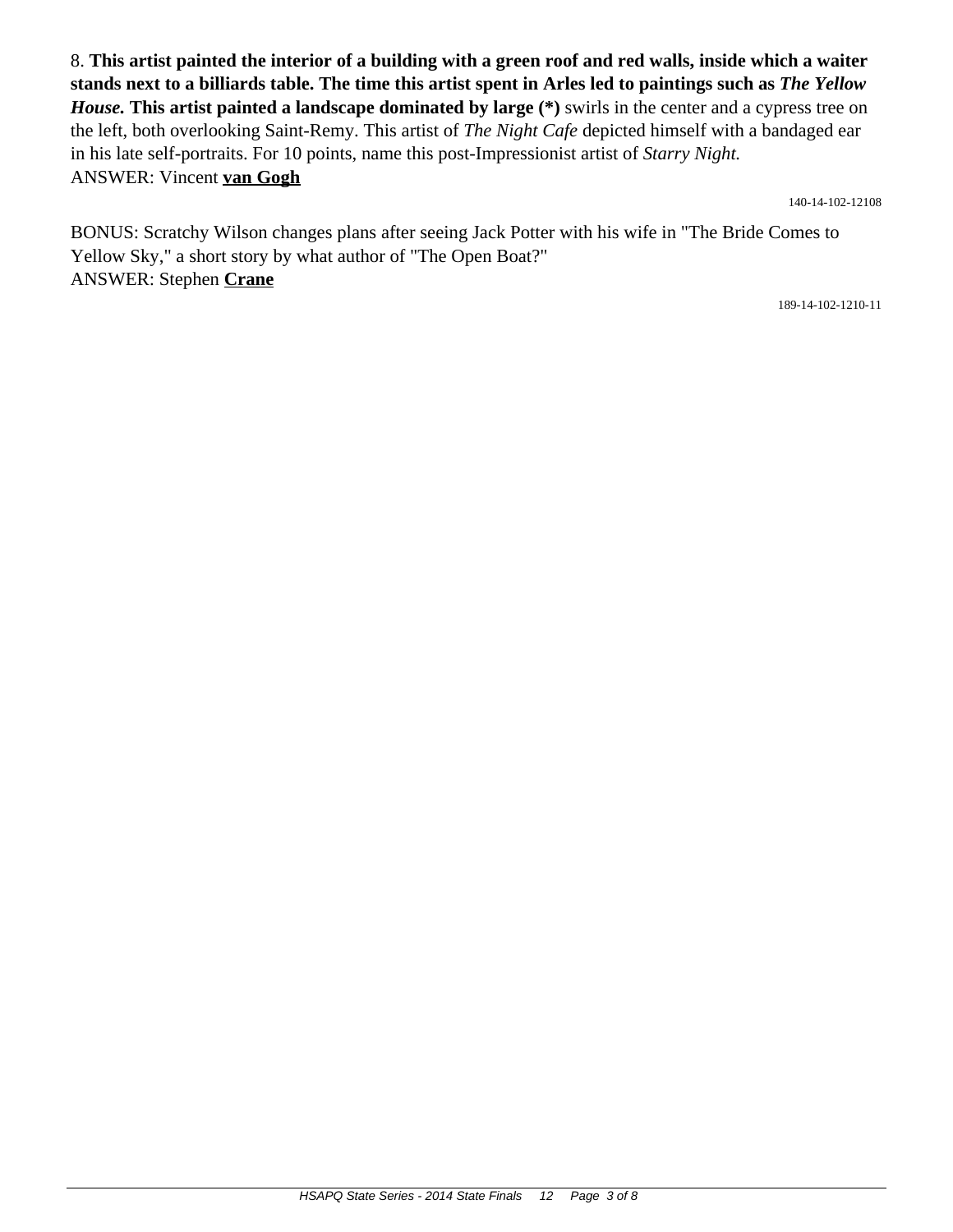8. **This artist painted the interior of a building with a green roof and red walls, inside which a waiter stands next to a billiards table. The time this artist spent in Arles led to paintings such as *The Yellow House.* This artist painted a landscape dominated by large (*)** swirls in the center and a cypress tree on the left, both overlooking Saint-Remy. This artist of *The Night Cafe* depicted himself with a bandaged ear in his late self-portraits. For 10 points, name this post-Impressionist artist of *Starry Night.*
ANSWER: Vincent **van Gogh**

140-14-102-12108

BONUS: Scratchy Wilson changes plans after seeing Jack Potter with his wife in "The Bride Comes to Yellow Sky," a short story by what author of "The Open Boat?"
ANSWER: Stephen **Crane**

189-14-102-1210-11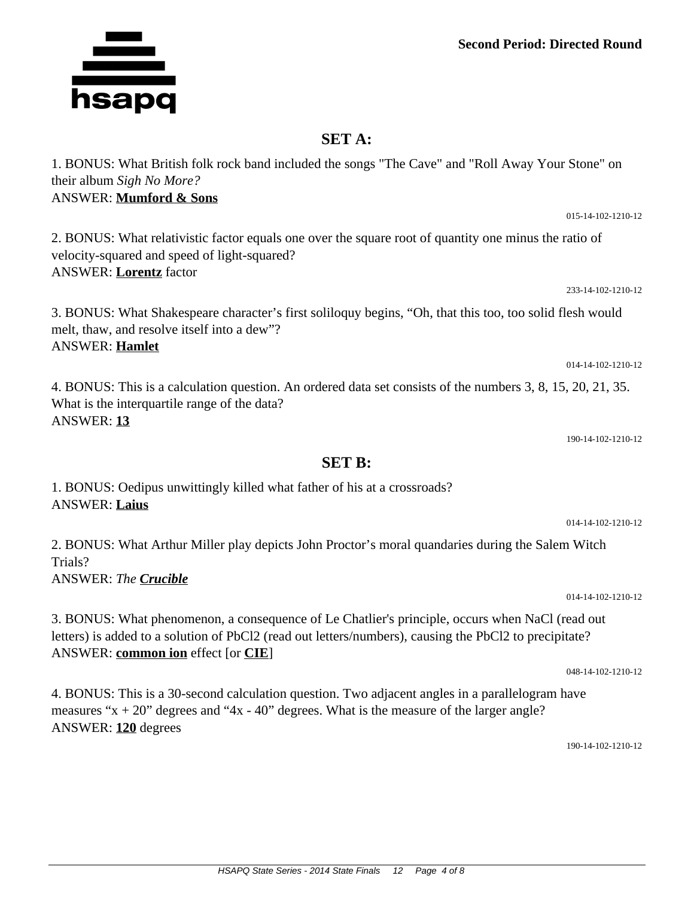**Second Period: Directed Round**

## SET A:

1. BONUS: What British folk rock band included the songs "The Cave" and "Roll Away Your Stone" on their album *Sigh No More?*
ANSWER: **Mumford & Sons**

015-14-102-1210-12

2. BONUS: What relativistic factor equals one over the square root of quantity one minus the ratio of velocity-squared and speed of light-squared?
ANSWER: **Lorentz** factor

233-14-102-1210-12

3. BONUS: What Shakespeare character's first soliloquy begins, "Oh, that this too, too solid flesh would melt, thaw, and resolve itself into a dew"?
ANSWER: **Hamlet**

014-14-102-1210-12

4. BONUS: This is a calculation question. An ordered data set consists of the numbers 3, 8, 15, 20, 21, 35. What is the interquartile range of the data?
ANSWER: **13**

190-14-102-1210-12

## SET B:

1. BONUS: Oedipus unwittingly killed what father of his at a crossroads?
ANSWER: **Laius**

014-14-102-1210-12

2. BONUS: What Arthur Miller play depicts John Proctor's moral quandaries during the Salem Witch Trials?
ANSWER: *The* ***Crucible***

014-14-102-1210-12

3. BONUS: What phenomenon, a consequence of Le Chatlier's principle, occurs when NaCl (read out letters) is added to a solution of PbCl2 (read out letters/numbers), causing the PbCl2 to precipitate?
ANSWER: **common ion** effect [or **CIE**]

048-14-102-1210-12

4. BONUS: This is a 30-second calculation question. Two adjacent angles in a parallelogram have measures "x + 20" degrees and "4x - 40" degrees. What is the measure of the larger angle?
ANSWER: **120** degrees

190-14-102-1210-12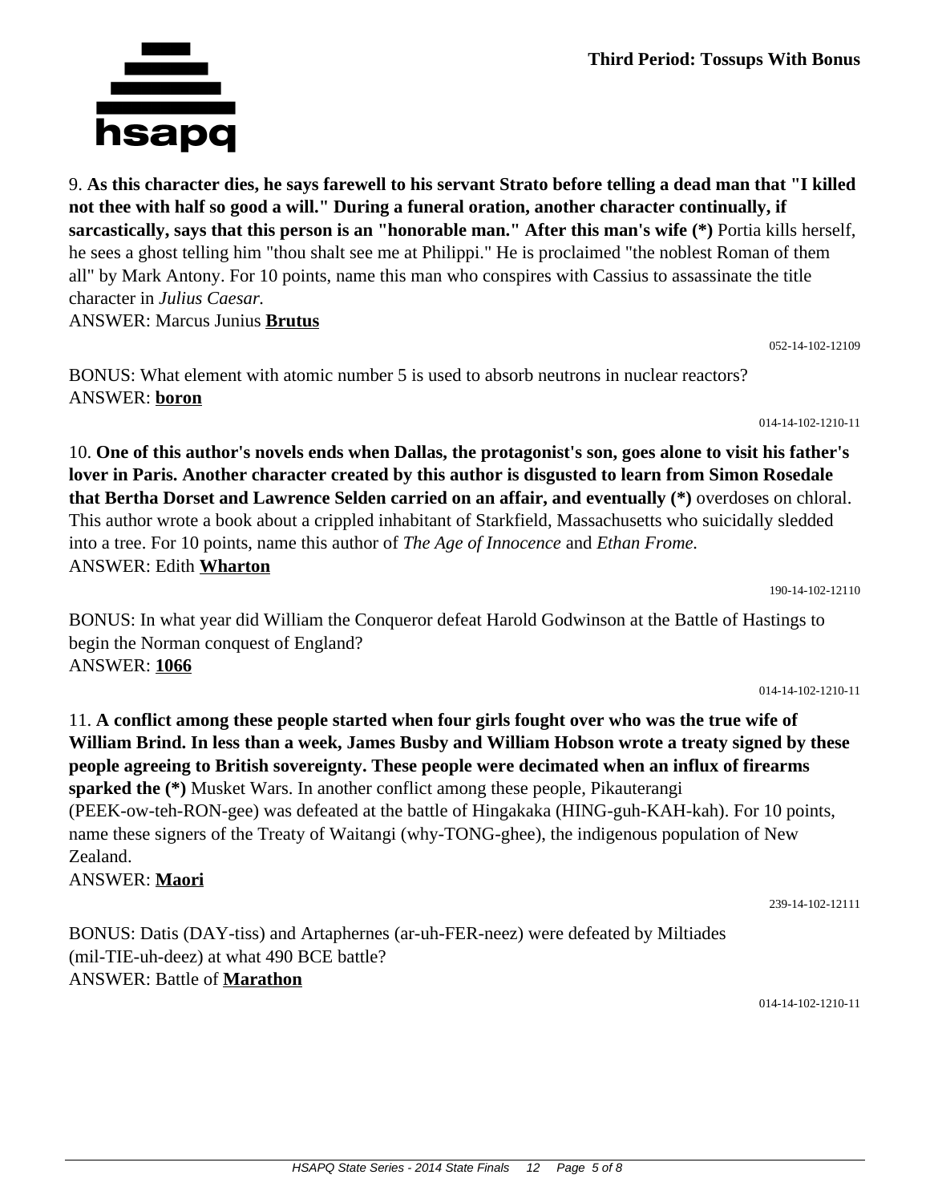**Third Period: Tossups With Bonus**

9. **As this character dies, he says farewell to his servant Strato before telling a dead man that "I killed not thee with half so good a will." During a funeral oration, another character continually, if sarcastically, says that this person is an "honorable man." After this man's wife (*)** Portia kills herself, he sees a ghost telling him "thou shalt see me at Philippi." He is proclaimed "the noblest Roman of them all" by Mark Antony. For 10 points, name this man who conspires with Cassius to assassinate the title character in *Julius Caesar.*

ANSWER: Marcus Junius **Brutus**

052-14-102-12109

BONUS: What element with atomic number 5 is used to absorb neutrons in nuclear reactors?

ANSWER: **boron**

014-14-102-1210-11

10. **One of this author's novels ends when Dallas, the protagonist's son, goes alone to visit his father's lover in Paris. Another character created by this author is disgusted to learn from Simon Rosedale that Bertha Dorset and Lawrence Selden carried on an affair, and eventually (*)** overdoses on chloral. This author wrote a book about a crippled inhabitant of Starkfield, Massachusetts who suicidally sledded into a tree. For 10 points, name this author of *The Age of Innocence* and *Ethan Frome.*

ANSWER: Edith **Wharton**

190-14-102-12110

BONUS: In what year did William the Conqueror defeat Harold Godwinson at the Battle of Hastings to begin the Norman conquest of England?

ANSWER: **1066**

014-14-102-1210-11

11. **A conflict among these people started when four girls fought over who was the true wife of William Brind. In less than a week, James Busby and William Hobson wrote a treaty signed by these people agreeing to British sovereignty. These people were decimated when an influx of firearms sparked the (*)** Musket Wars. In another conflict among these people, Pikauterangi (PEEK-ow-teh-RON-gee) was defeated at the battle of Hingakaka (HING-guh-KAH-kah). For 10 points, name these signers of the Treaty of Waitangi (why-TONG-ghee), the indigenous population of New Zealand.

ANSWER: **Maori**

239-14-102-12111

BONUS: Datis (DAY-tiss) and Artaphernes (ar-uh-FER-neez) were defeated by Miltiades (mil-TIE-uh-deez) at what 490 BCE battle?

ANSWER: Battle of **Marathon**

014-14-102-1210-11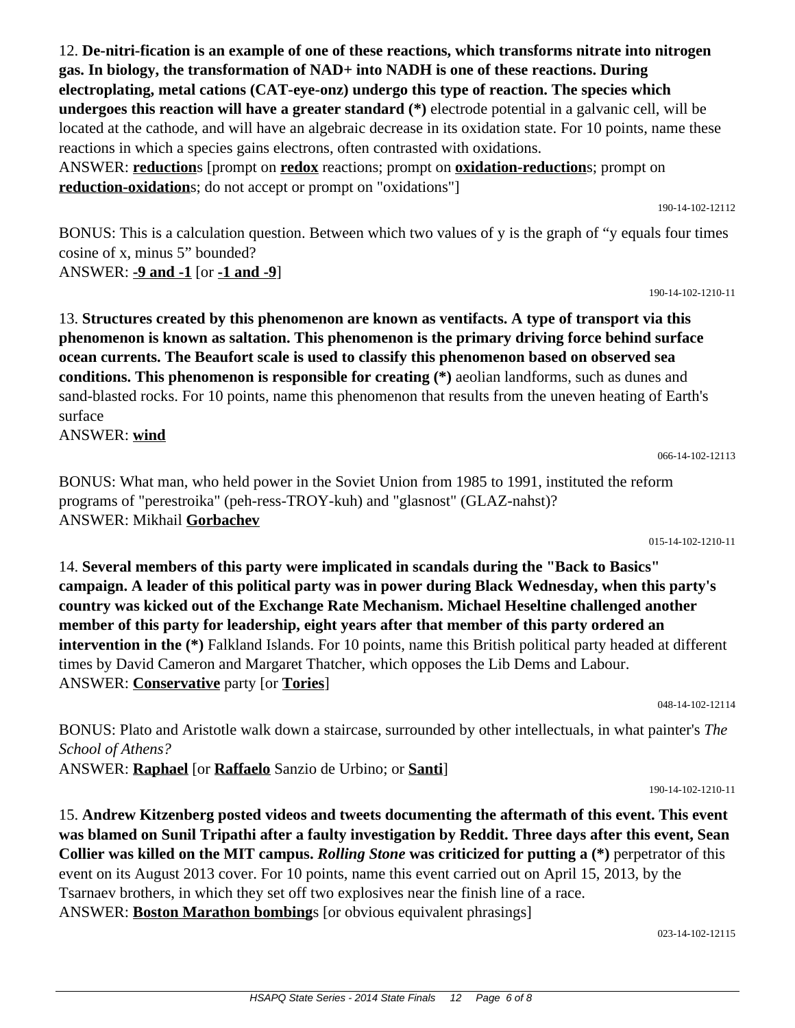12. **De-nitri-fication is an example of one of these reactions, which transforms nitrate into nitrogen gas. In biology, the transformation of NAD+ into NADH is one of these reactions. During electroplating, metal cations (CAT-eye-onz) undergo this type of reaction. The species which undergoes this reaction will have a greater standard (*)** electrode potential in a galvanic cell, will be located at the cathode, and will have an algebraic decrease in its oxidation state. For 10 points, name these reactions in which a species gains electrons, often contrasted with oxidations.
ANSWER: **reduction**s [prompt on **redox** reactions; prompt on **oxidation-reduction**s; prompt on **reduction-oxidation**s; do not accept or prompt on "oxidations"]

190-14-102-12112

BONUS: This is a calculation question. Between which two values of y is the graph of "y equals four times cosine of x, minus 5" bounded?
ANSWER: **-9 and -1** [or **-1 and -9**]

190-14-102-1210-11

13. **Structures created by this phenomenon are known as ventifacts. A type of transport via this phenomenon is known as saltation. This phenomenon is the primary driving force behind surface ocean currents. The Beaufort scale is used to classify this phenomenon based on observed sea conditions. This phenomenon is responsible for creating (*)** aeolian landforms, such as dunes and sand-blasted rocks. For 10 points, name this phenomenon that results from the uneven heating of Earth's surface
ANSWER: **wind**

066-14-102-12113

BONUS: What man, who held power in the Soviet Union from 1985 to 1991, instituted the reform programs of "perestroika" (peh-ress-TROY-kuh) and "glasnost" (GLAZ-nahst)?
ANSWER: Mikhail **Gorbachev**

015-14-102-1210-11

14. **Several members of this party were implicated in scandals during the "Back to Basics" campaign. A leader of this political party was in power during Black Wednesday, when this party's country was kicked out of the Exchange Rate Mechanism. Michael Heseltine challenged another member of this party for leadership, eight years after that member of this party ordered an intervention in the (*)** Falkland Islands. For 10 points, name this British political party headed at different times by David Cameron and Margaret Thatcher, which opposes the Lib Dems and Labour.
ANSWER: **Conservative** party [or **Tories**]

048-14-102-12114

BONUS: Plato and Aristotle walk down a staircase, surrounded by other intellectuals, in what painter's *The School of Athens?*
ANSWER: **Raphael** [or **Raffaelo** Sanzio de Urbino; or **Santi**]

190-14-102-1210-11

15. **Andrew Kitzenberg posted videos and tweets documenting the aftermath of this event. This event was blamed on Sunil Tripathi after a faulty investigation by Reddit. Three days after this event, Sean Collier was killed on the MIT campus. *Rolling Stone* was criticized for putting a (*)** perpetrator of this event on its August 2013 cover. For 10 points, name this event carried out on April 15, 2013, by the Tsarnaev brothers, in which they set off two explosives near the finish line of a race.
ANSWER: **Boston Marathon bombing**s [or obvious equivalent phrasings]

023-14-102-12115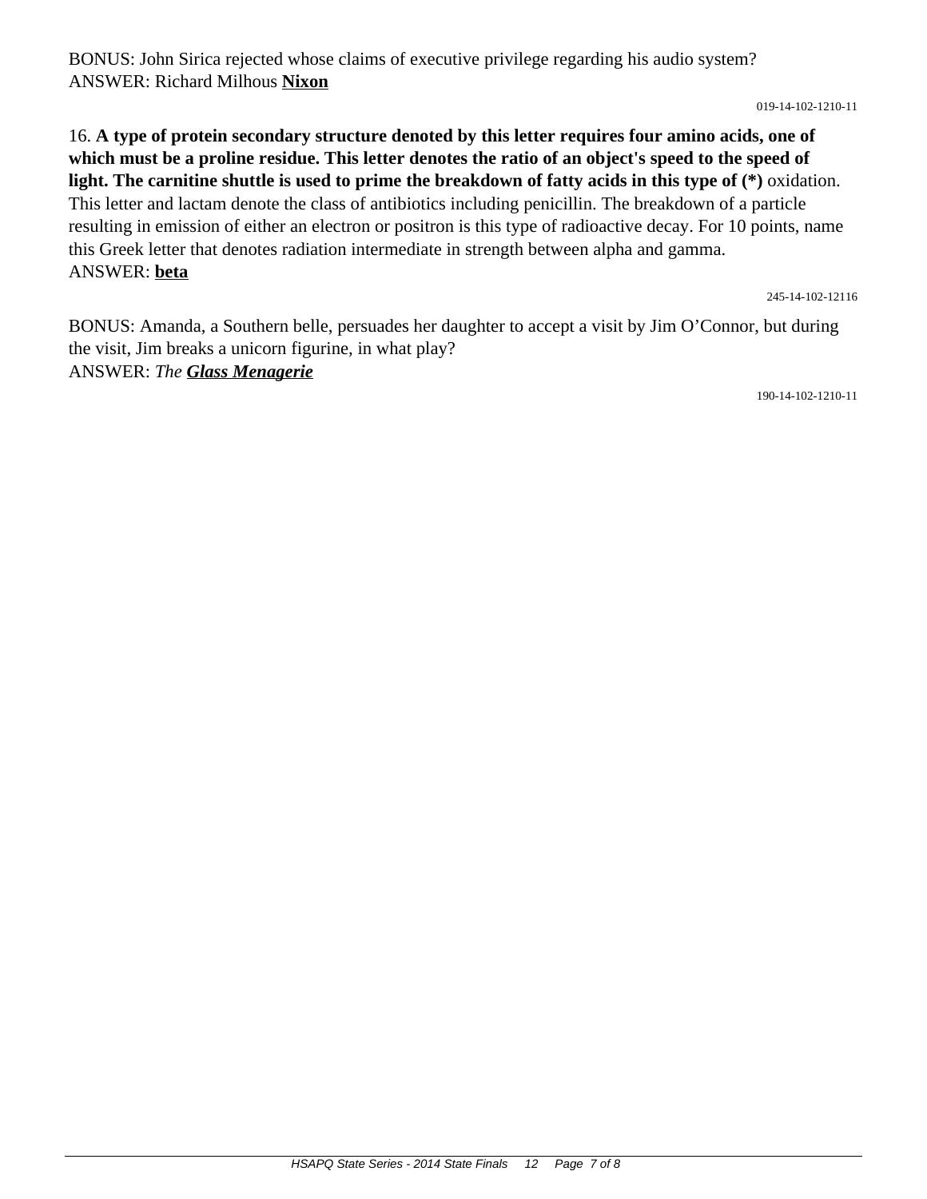BONUS: John Sirica rejected whose claims of executive privilege regarding his audio system?
ANSWER: Richard Milhous **Nixon**

019-14-102-1210-11

16. **A type of protein secondary structure denoted by this letter requires four amino acids, one of which must be a proline residue. This letter denotes the ratio of an object's speed to the speed of light. The carnitine shuttle is used to prime the breakdown of fatty acids in this type of (*)** oxidation. This letter and lactam denote the class of antibiotics including penicillin. The breakdown of a particle resulting in emission of either an electron or positron is this type of radioactive decay. For 10 points, name this Greek letter that denotes radiation intermediate in strength between alpha and gamma.
ANSWER: **beta**

245-14-102-12116

BONUS: Amanda, a Southern belle, persuades her daughter to accept a visit by Jim O'Connor, but during the visit, Jim breaks a unicorn figurine, in what play?
ANSWER: *The **Glass Menagerie***

190-14-102-1210-11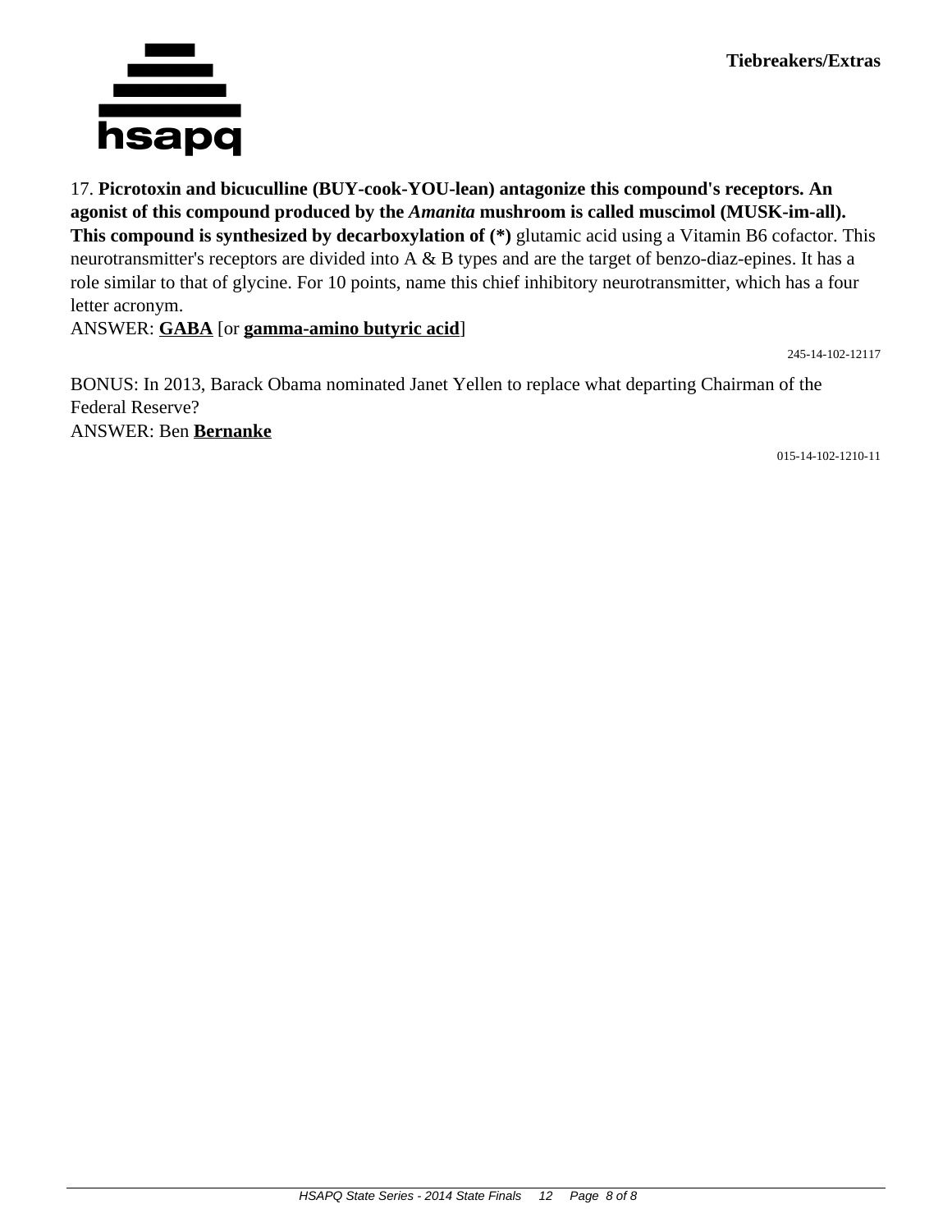**Tiebreakers/Extras**

17. **Picrotoxin and bicuculline (BUY-cook-YOU-lean) antagonize this compound's receptors. An agonist of this compound produced by the *Amanita* mushroom is called muscimol (MUSK-im-all). This compound is synthesized by decarboxylation of (*)** glutamic acid using a Vitamin B6 cofactor. This neurotransmitter's receptors are divided into A & B types and are the target of benzo-diaz-epines. It has a role similar to that of glycine. For 10 points, name this chief inhibitory neurotransmitter, which has a four letter acronym.

ANSWER: **GABA** [or **gamma-amino butyric acid**]

245-14-102-12117

BONUS: In 2013, Barack Obama nominated Janet Yellen to replace what departing Chairman of the Federal Reserve?

ANSWER: Ben **Bernanke**

015-14-102-1210-11